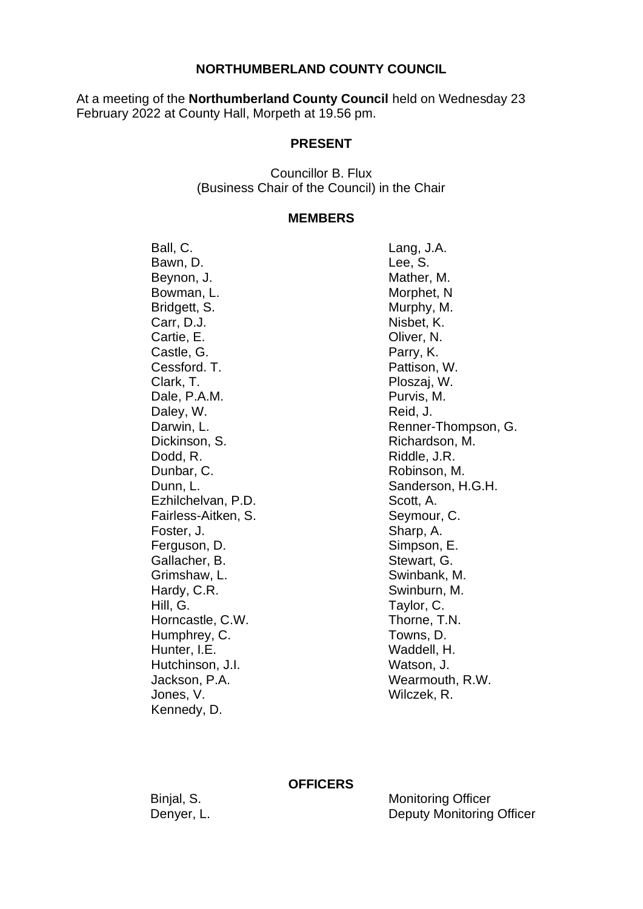# NORTHUMBERLAND COUNTY COUNCIL

At a meeting of the **Northumberland County Council** held on Wednesday 23 February 2022 at County Hall, Morpeth at 19.56 pm.

## PRESENT

Councillor B. Flux
(Business Chair of the Council) in the Chair

## MEMBERS

Ball, C.
Bawn, D.
Beynon, J.
Bowman, L.
Bridgett, S.
Carr, D.J.
Cartie, E.
Castle, G.
Cessford. T.
Clark, T.
Dale, P.A.M.
Daley, W.
Darwin, L.
Dickinson, S.
Dodd, R.
Dunbar, C.
Dunn, L.
Ezhilchelvan, P.D.
Fairless-Aitken, S.
Foster, J.
Ferguson, D.
Gallacher, B.
Grimshaw, L.
Hardy, C.R.
Hill, G.
Horncastle, C.W.
Humphrey, C.
Hunter, I.E.
Hutchinson, J.I.
Jackson, P.A.
Jones, V.
Kennedy, D.
Lang, J.A.
Lee, S.
Mather, M.
Morphet, N
Murphy, M.
Nisbet, K.
Oliver, N.
Parry, K.
Pattison, W.
Ploszaj, W.
Purvis, M.
Reid, J.
Renner-Thompson, G.
Richardson, M.
Riddle, J.R.
Robinson, M.
Sanderson, H.G.H.
Scott, A.
Seymour, C.
Sharp, A.
Simpson, E.
Stewart, G.
Swinbank, M.
Swinburn, M.
Taylor, C.
Thorne, T.N.
Towns, D.
Waddell, H.
Watson, J.
Wearmouth, R.W.
Wilczek, R.

## OFFICERS

| | |
|---|---|
| Binjal, S. | Monitoring Officer |
| Denyer, L. | Deputy Monitoring Officer |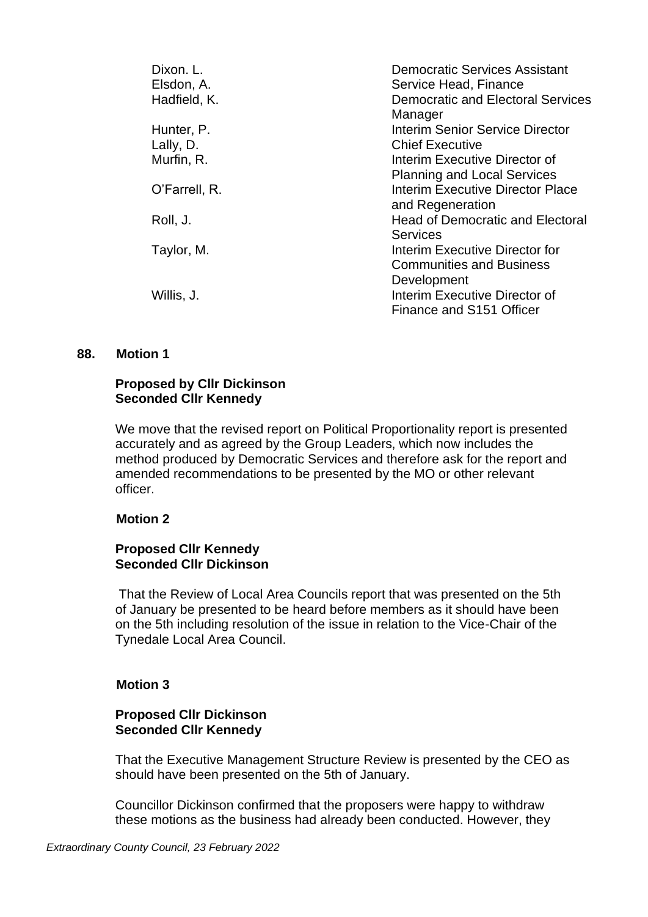| | |
|---|---|
| Dixon. L. | Democratic Services Assistant |
| Elsdon, A. | Service Head, Finance |
| Hadfield, K. | Democratic and Electoral Services Manager |
| Hunter, P. | Interim Senior Service Director |
| Lally, D. | Chief Executive |
| Murfin, R. | Interim Executive Director of Planning and Local Services |
| O'Farrell, R. | Interim Executive Director Place and Regeneration |
| Roll, J. | Head of Democratic and Electoral Services |
| Taylor, M. | Interim Executive Director for Communities and Business Development |
| Willis, J. | Interim Executive Director of Finance and S151 Officer |

## 88. Motion 1

**Proposed by Cllr Dickinson**
**Seconded Cllr Kennedy**

We move that the revised report on Political Proportionality report is presented accurately and as agreed by the Group Leaders, which now includes the method produced by Democratic Services and therefore ask for the report and amended recommendations to be presented by the MO or other relevant officer.

### Motion 2

**Proposed Cllr Kennedy**
**Seconded Cllr Dickinson**

That the Review of Local Area Councils report that was presented on the 5th of January be presented to be heard before members as it should have been on the 5th including resolution of the issue in relation to the Vice-Chair of the Tynedale Local Area Council.

### Motion 3

**Proposed Cllr Dickinson**
**Seconded Cllr Kennedy**

That the Executive Management Structure Review is presented by the CEO as should have been presented on the 5th of January.

Councillor Dickinson confirmed that the proposers were happy to withdraw these motions as the business had already been conducted. However, they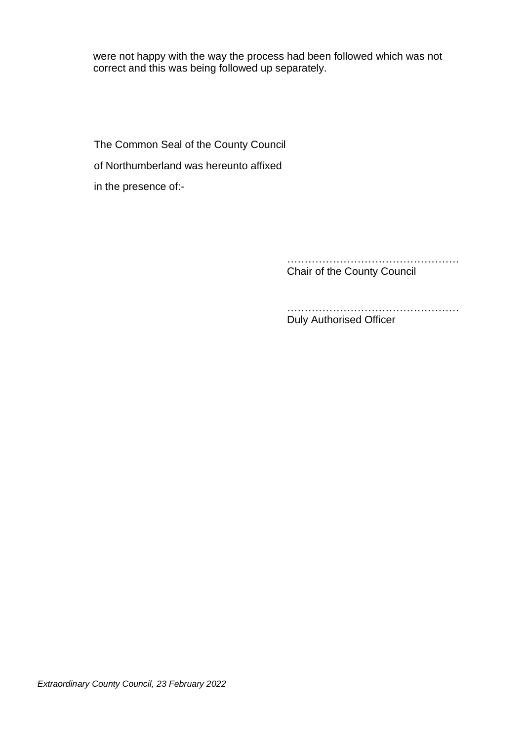were not happy with the way the process had been followed which was not correct and this was being followed up separately.

The Common Seal of the County Council

of Northumberland was hereunto affixed

in the presence of:-

………………………………………….
Chair of the County Council

………………………………………….
Duly Authorised Officer